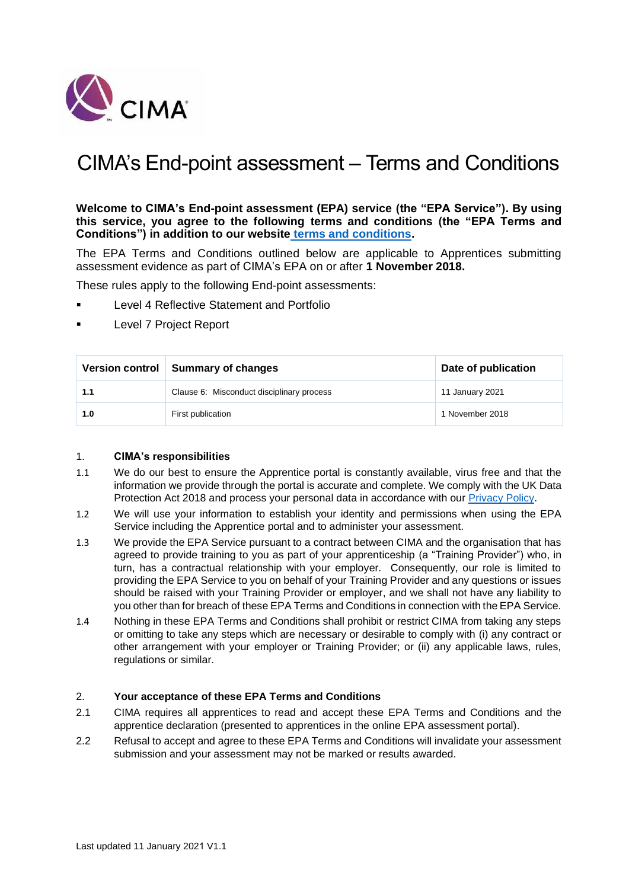# CIMA's End-point assessment – Terms and Conditions

**Welcome to CIMA's End-point assessment (EPA) service (the "EPA Service"). By using this service, you agree to the following terms and conditions (the "EPA Terms and Conditions") in addition to our website terms and conditions.**

The EPA Terms and Conditions outlined below are applicable to Apprentices submitting assessment evidence as part of CIMA's EPA on or after **1 November 2018.**

These rules apply to the following End-point assessments:

- Level 4 Reflective Statement and Portfolio
- Level 7 Project Report

| Version control | Summary of changes | Date of publication |
|---|---|---|
| **1.1** | Clause 6: Misconduct disciplinary process | 11 January 2021 |
| **1.0** | First publication | 1 November 2018 |

## 1. CIMA's responsibilities

1.1 We do our best to ensure the Apprentice portal is constantly available, virus free and that the information we provide through the portal is accurate and complete. We comply with the UK Data Protection Act 2018 and process your personal data in accordance with our Privacy Policy.

1.2 We will use your information to establish your identity and permissions when using the EPA Service including the Apprentice portal and to administer your assessment.

1.3 We provide the EPA Service pursuant to a contract between CIMA and the organisation that has agreed to provide training to you as part of your apprenticeship (a "Training Provider") who, in turn, has a contractual relationship with your employer. Consequently, our role is limited to providing the EPA Service to you on behalf of your Training Provider and any questions or issues should be raised with your Training Provider or employer, and we shall not have any liability to you other than for breach of these EPA Terms and Conditions in connection with the EPA Service.

1.4 Nothing in these EPA Terms and Conditions shall prohibit or restrict CIMA from taking any steps or omitting to take any steps which are necessary or desirable to comply with (i) any contract or other arrangement with your employer or Training Provider; or (ii) any applicable laws, rules, regulations or similar.

## 2. Your acceptance of these EPA Terms and Conditions

2.1 CIMA requires all apprentices to read and accept these EPA Terms and Conditions and the apprentice declaration (presented to apprentices in the online EPA assessment portal).

2.2 Refusal to accept and agree to these EPA Terms and Conditions will invalidate your assessment submission and your assessment may not be marked or results awarded.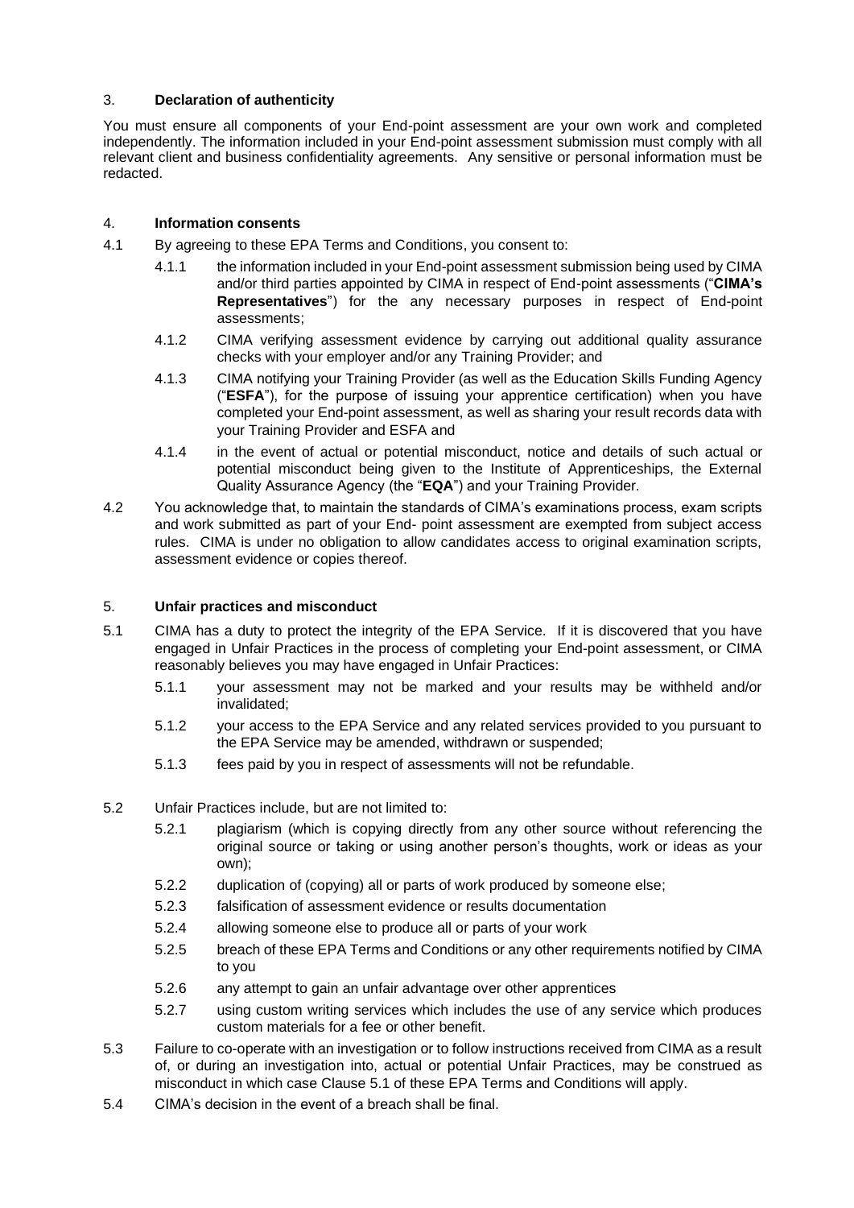### 3. **Declaration of authenticity**

You must ensure all components of your End-point assessment are your own work and completed independently. The information included in your End-point assessment submission must comply with all relevant client and business confidentiality agreements. Any sensitive or personal information must be redacted.

### 4. **Information consents**

4.1 By agreeing to these EPA Terms and Conditions, you consent to:

- 4.1.1 the information included in your End-point assessment submission being used by CIMA and/or third parties appointed by CIMA in respect of End-point assessments ("**CIMA's Representatives**") for the any necessary purposes in respect of End-point assessments;
- 4.1.2 CIMA verifying assessment evidence by carrying out additional quality assurance checks with your employer and/or any Training Provider; and
- 4.1.3 CIMA notifying your Training Provider (as well as the Education Skills Funding Agency ("**ESFA**"), for the purpose of issuing your apprentice certification) when you have completed your End-point assessment, as well as sharing your result records data with your Training Provider and ESFA and
- 4.1.4 in the event of actual or potential misconduct, notice and details of such actual or potential misconduct being given to the Institute of Apprenticeships, the External Quality Assurance Agency (the "**EQA**") and your Training Provider.

4.2 You acknowledge that, to maintain the standards of CIMA's examinations process, exam scripts and work submitted as part of your End- point assessment are exempted from subject access rules. CIMA is under no obligation to allow candidates access to original examination scripts, assessment evidence or copies thereof.

### 5. **Unfair practices and misconduct**

5.1 CIMA has a duty to protect the integrity of the EPA Service. If it is discovered that you have engaged in Unfair Practices in the process of completing your End-point assessment, or CIMA reasonably believes you may have engaged in Unfair Practices:

- 5.1.1 your assessment may not be marked and your results may be withheld and/or invalidated;
- 5.1.2 your access to the EPA Service and any related services provided to you pursuant to the EPA Service may be amended, withdrawn or suspended;
- 5.1.3 fees paid by you in respect of assessments will not be refundable.

5.2 Unfair Practices include, but are not limited to:

- 5.2.1 plagiarism (which is copying directly from any other source without referencing the original source or taking or using another person's thoughts, work or ideas as your own);
- 5.2.2 duplication of (copying) all or parts of work produced by someone else;
- 5.2.3 falsification of assessment evidence or results documentation
- 5.2.4 allowing someone else to produce all or parts of your work
- 5.2.5 breach of these EPA Terms and Conditions or any other requirements notified by CIMA to you
- 5.2.6 any attempt to gain an unfair advantage over other apprentices
- 5.2.7 using custom writing services which includes the use of any service which produces custom materials for a fee or other benefit.

5.3 Failure to co-operate with an investigation or to follow instructions received from CIMA as a result of, or during an investigation into, actual or potential Unfair Practices, may be construed as misconduct in which case Clause 5.1 of these EPA Terms and Conditions will apply.

5.4 CIMA's decision in the event of a breach shall be final.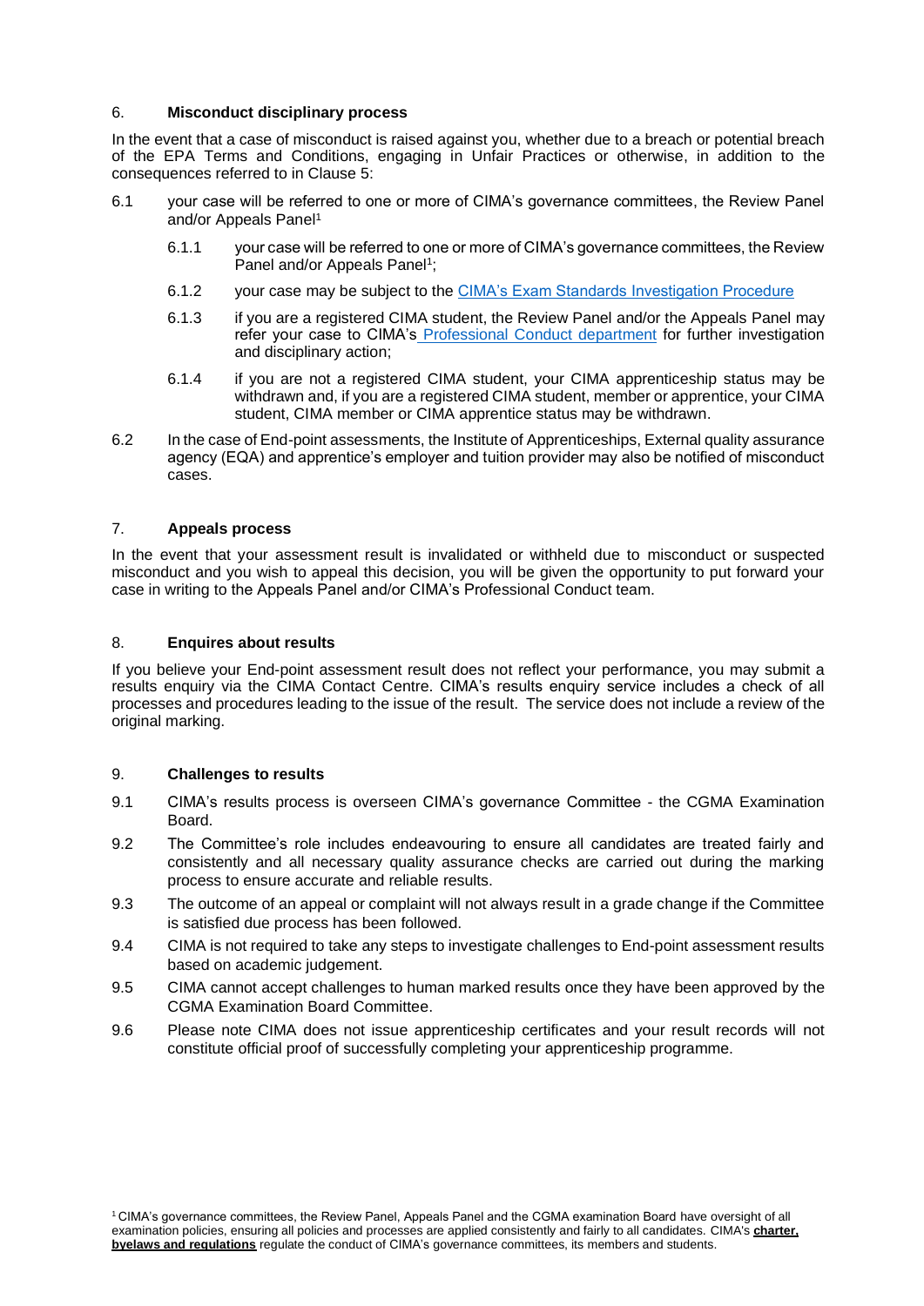## 6. Misconduct disciplinary process

In the event that a case of misconduct is raised against you, whether due to a breach or potential breach of the EPA Terms and Conditions, engaging in Unfair Practices or otherwise, in addition to the consequences referred to in Clause 5:

6.1 your case will be referred to one or more of CIMA's governance committees, the Review Panel and/or Appeals Panel[1]

- 6.1.1 your case will be referred to one or more of CIMA's governance committees, the Review Panel and/or Appeals Panel[1];
- 6.1.2 your case may be subject to the CIMA's Exam Standards Investigation Procedure
- 6.1.3 if you are a registered CIMA student, the Review Panel and/or the Appeals Panel may refer your case to CIMA's Professional Conduct department for further investigation and disciplinary action;
- 6.1.4 if you are not a registered CIMA student, your CIMA apprenticeship status may be withdrawn and, if you are a registered CIMA student, member or apprentice, your CIMA student, CIMA member or CIMA apprentice status may be withdrawn.

6.2 In the case of End-point assessments, the Institute of Apprenticeships, External quality assurance agency (EQA) and apprentice's employer and tuition provider may also be notified of misconduct cases.

## 7. Appeals process

In the event that your assessment result is invalidated or withheld due to misconduct or suspected misconduct and you wish to appeal this decision, you will be given the opportunity to put forward your case in writing to the Appeals Panel and/or CIMA's Professional Conduct team.

## 8. Enquires about results

If you believe your End-point assessment result does not reflect your performance, you may submit a results enquiry via the CIMA Contact Centre. CIMA's results enquiry service includes a check of all processes and procedures leading to the issue of the result. The service does not include a review of the original marking.

## 9. Challenges to results

9.1 CIMA's results process is overseen CIMA's governance Committee - the CGMA Examination Board.

9.2 The Committee's role includes endeavouring to ensure all candidates are treated fairly and consistently and all necessary quality assurance checks are carried out during the marking process to ensure accurate and reliable results.

9.3 The outcome of an appeal or complaint will not always result in a grade change if the Committee is satisfied due process has been followed.

9.4 CIMA is not required to take any steps to investigate challenges to End-point assessment results based on academic judgement.

9.5 CIMA cannot accept challenges to human marked results once they have been approved by the CGMA Examination Board Committee.

9.6 Please note CIMA does not issue apprenticeship certificates and your result records will not constitute official proof of successfully completing your apprenticeship programme.

---

[1] CIMA's governance committees, the Review Panel, Appeals Panel and the CGMA examination Board have oversight of all examination policies, ensuring all policies and processes are applied consistently and fairly to all candidates. CIMA's **charter, byelaws and regulations** regulate the conduct of CIMA's governance committees, its members and students.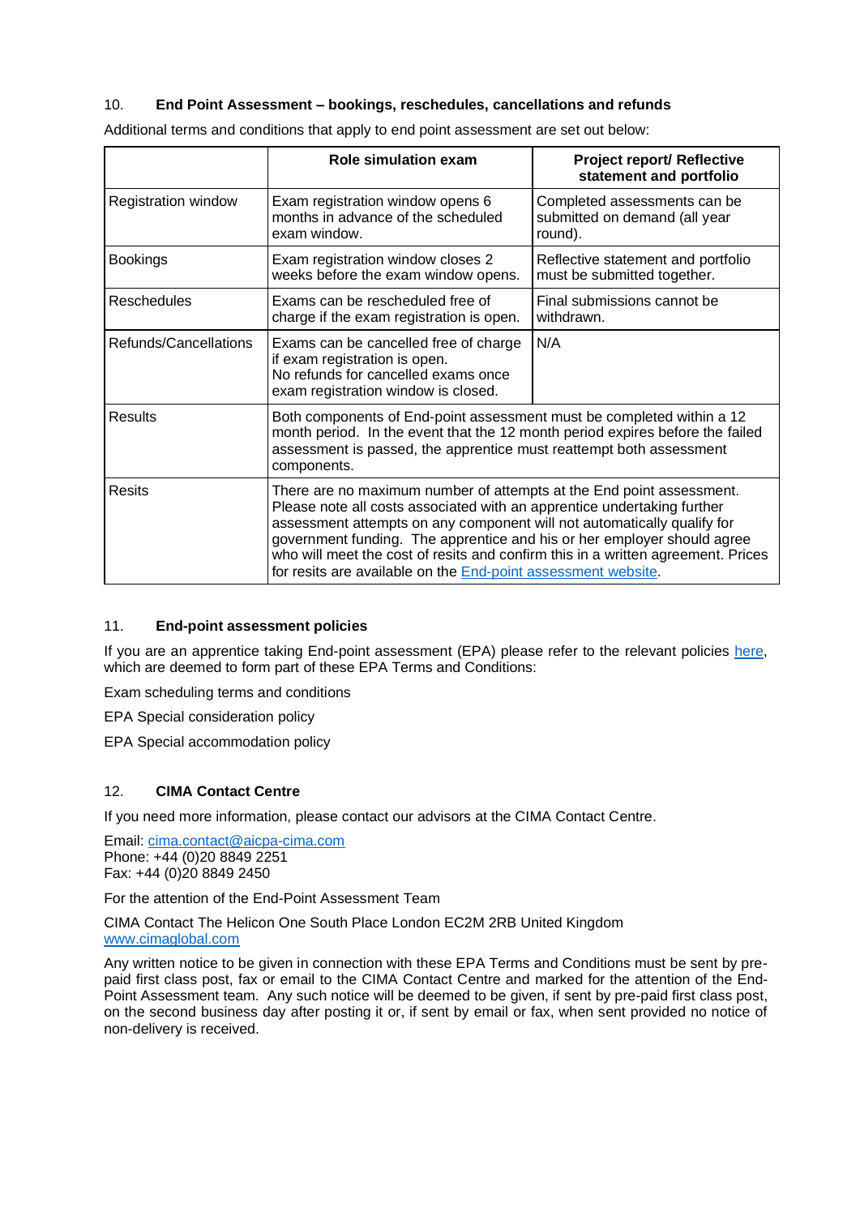## 10. End Point Assessment – bookings, reschedules, cancellations and refunds

Additional terms and conditions that apply to end point assessment are set out below:

| | Role simulation exam | Project report/ Reflective statement and portfolio |
|---|---|---|
| Registration window | Exam registration window opens 6 months in advance of the scheduled exam window. | Completed assessments can be submitted on demand (all year round). |
| Bookings | Exam registration window closes 2 weeks before the exam window opens. | Reflective statement and portfolio must be submitted together. |
| Reschedules | Exams can be rescheduled free of charge if the exam registration is open. | Final submissions cannot be withdrawn. |
| Refunds/Cancellations | Exams can be cancelled free of charge if exam registration is open.<br>No refunds for cancelled exams once exam registration window is closed. | N/A |
| Results | Both components of End-point assessment must be completed within a 12 month period. In the event that the 12 month period expires before the failed assessment is passed, the apprentice must reattempt both assessment components. | |
| Resits | There are no maximum number of attempts at the End point assessment. Please note all costs associated with an apprentice undertaking further assessment attempts on any component will not automatically qualify for government funding. The apprentice and his or her employer should agree who will meet the cost of resits and confirm this in a written agreement. Prices for resits are available on the End-point assessment website. | |

## 11. End-point assessment policies

If you are an apprentice taking End-point assessment (EPA) please refer to the relevant policies here, which are deemed to form part of these EPA Terms and Conditions:

Exam scheduling terms and conditions

EPA Special consideration policy

EPA Special accommodation policy

## 12. CIMA Contact Centre

If you need more information, please contact our advisors at the CIMA Contact Centre.

Email: cima.contact@aicpa-cima.com
Phone: +44 (0)20 8849 2251
Fax: +44 (0)20 8849 2450

For the attention of the End-Point Assessment Team

CIMA Contact The Helicon One South Place London EC2M 2RB United Kingdom
www.cimaglobal.com

Any written notice to be given in connection with these EPA Terms and Conditions must be sent by pre-paid first class post, fax or email to the CIMA Contact Centre and marked for the attention of the End-Point Assessment team. Any such notice will be deemed to be given, if sent by pre-paid first class post, on the second business day after posting it or, if sent by email or fax, when sent provided no notice of non-delivery is received.